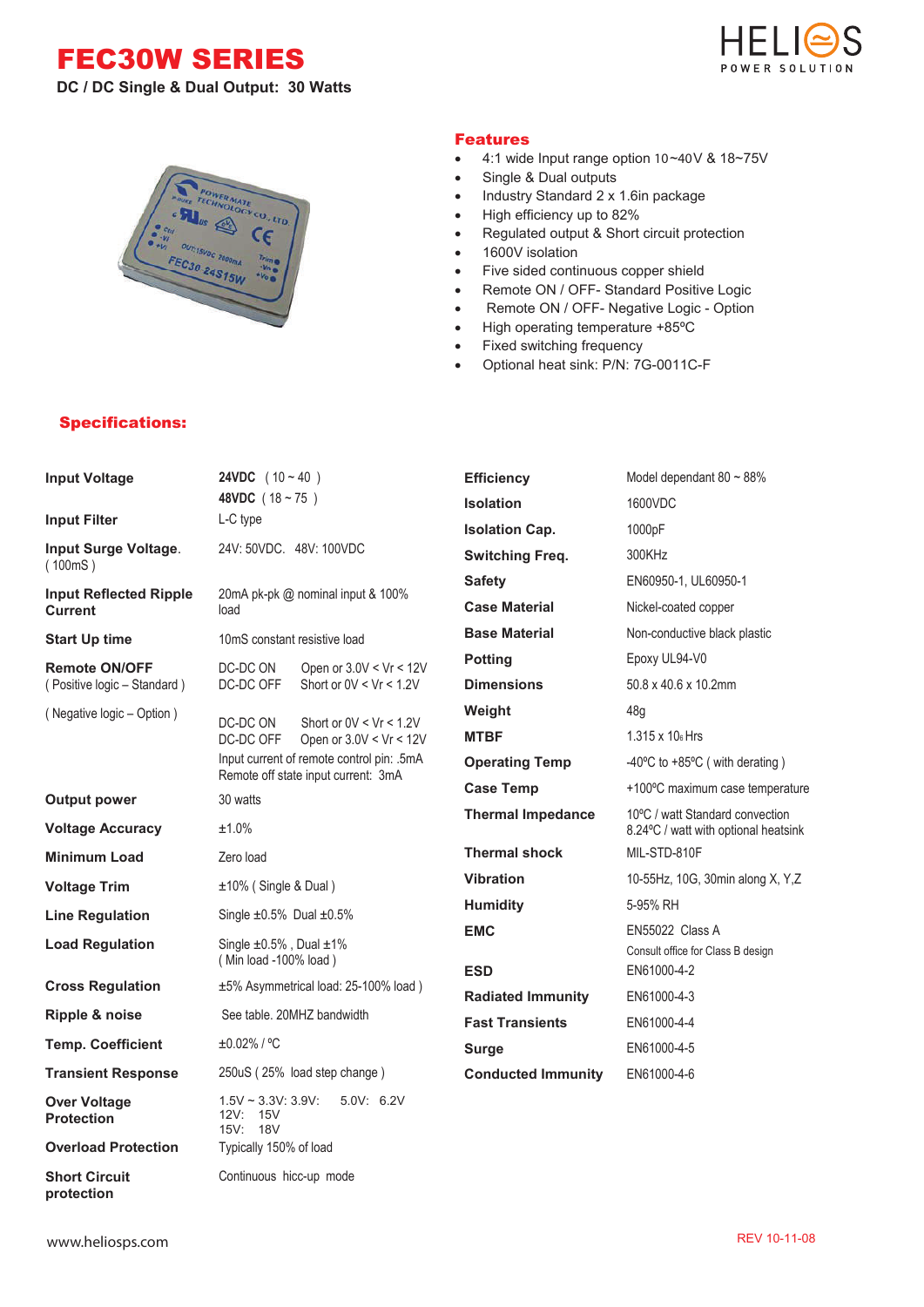# FEC30W SERIES

**DC / DC Single & Dual Output: 30 Watts**

HELIOS POWER SOLUTION

## Features

- 4:1 wide Input range option 10~40V & 18~75V
- Single & Dual outputs
- Industry Standard 2 x 1.6in package
- High efficiency up to 82%
- Regulated output & Short circuit protection
- 1600V isolation
- Five sided continuous copper shield
- Remote ON / OFF- Standard Positive Logic
- Remote ON / OFF- Negative Logic - Option
- High operating temperature +85ºC
- Fixed switching frequency
- Optional heat sink: P/N: 7G-0011C-F

## Specifications:

| Parameter | Value |
|---|---|
| **Input Voltage** | **24VDC** ( 10 ~ 40 )<br>**48VDC** ( 18 ~ 75 ) |
| **Input Filter** | L-C type |
| **Input Surge Voltage.** ( 100mS ) | 24V: 50VDC. 48V: 100VDC |
| **Input Reflected Ripple Current** | 20mA pk-pk @ nominal input & 100% load |
| **Start Up time** | 10mS constant resistive load |
| **Remote ON/OFF** ( Positive logic – Standard ) | DC-DC ON Open or 3.0V < Vr < 12V<br>DC-DC OFF Short or 0V < Vr < 1.2V |
| ( Negative logic – Option ) | DC-DC ON Short or 0V < Vr < 1.2V<br>DC-DC OFF Open or 3.0V < Vr < 12V<br>Input current of remote control pin: .5mA<br>Remote off state input current: 3mA |
| **Output power** | 30 watts |
| **Voltage Accuracy** | ±1.0% |
| **Minimum Load** | Zero load |
| **Voltage Trim** | ±10% ( Single & Dual ) |
| **Line Regulation** | Single ±0.5% Dual ±0.5% |
| **Load Regulation** | Single ±0.5% , Dual ±1%<br>( Min load -100% load ) |
| **Cross Regulation** | ±5% Asymmetrical load: 25-100% load ) |
| **Ripple & noise** | See table. 20MHZ bandwidth |
| **Temp. Coefficient** | ±0.02% / ºC |
| **Transient Response** | 250uS ( 25% load step change ) |
| **Over Voltage Protection** | 1.5V ~ 3.3V: 3.9V: 5.0V: 6.2V<br>12V: 15V<br>15V: 18V |
| **Overload Protection** | Typically 150% of load |
| **Short Circuit protection** | Continuous hicc-up mode |

| Parameter | Value |
|---|---|
| **Efficiency** | Model dependant 80 ~ 88% |
| **Isolation** | 1600VDC |
| **Isolation Cap.** | 1000pF |
| **Switching Freq.** | 300KHz |
| **Safety** | EN60950-1, UL60950-1 |
| **Case Material** | Nickel-coated copper |
| **Base Material** | Non-conductive black plastic |
| **Potting** | Epoxy UL94-V0 |
| **Dimensions** | 50.8 x 40.6 x 10.2mm |
| **Weight** | 48g |
| **MTBF** | 1.315 x $10^6$ Hrs |
| **Operating Temp** | -40ºC to +85ºC ( with derating ) |
| **Case Temp** | +100ºC maximum case temperature |
| **Thermal Impedance** | 10ºC / watt Standard convection<br>8.24ºC / watt with optional heatsink |
| **Thermal shock** | MIL-STD-810F |
| **Vibration** | 10-55Hz, 10G, 30min along X, Y,Z |
| **Humidity** | 5-95% RH |
| **EMC** | EN55022 Class A<br>Consult office for Class B design |
| **ESD** | EN61000-4-2 |
| **Radiated Immunity** | EN61000-4-3 |
| **Fast Transients** | EN61000-4-4 |
| **Surge** | EN61000-4-5 |
| **Conducted Immunity** | EN61000-4-6 |

www.heliosps.com

REV 10-11-08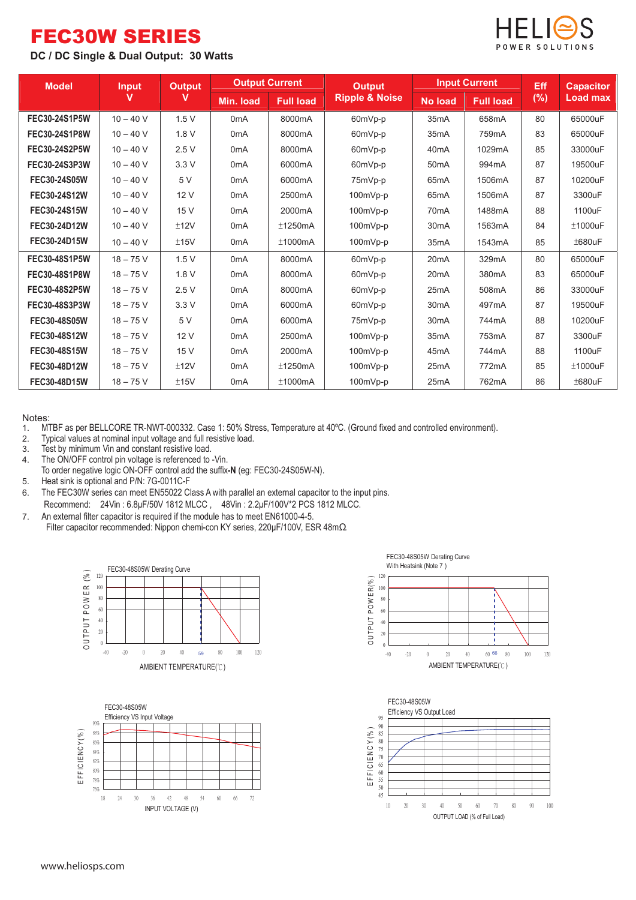# FEC30W SERIES

DC / DC Single & Dual Output: 30 Watts

| Model | Input V | Output V | Output Current | | Output Ripple & Noise | Input Current | | Eff (%) | Capacitor Load max |
|---|---|---|---|---|---|---|---|---|---|
| | | | Min. load | Full load | | No load | Full load | | |
| FEC30-24S1P5W | 10 – 40 V | 1.5 V | 0mA | 8000mA | 60mVp-p | 35mA | 658mA | 80 | 65000uF |
| FEC30-24S1P8W | 10 – 40 V | 1.8 V | 0mA | 8000mA | 60mVp-p | 35mA | 759mA | 83 | 65000uF |
| FEC30-24S2P5W | 10 – 40 V | 2.5 V | 0mA | 8000mA | 60mVp-p | 40mA | 1029mA | 85 | 33000uF |
| FEC30-24S3P3W | 10 – 40 V | 3.3 V | 0mA | 6000mA | 60mVp-p | 50mA | 994mA | 87 | 19500uF |
| FEC30-24S05W | 10 – 40 V | 5 V | 0mA | 6000mA | 75mVp-p | 65mA | 1506mA | 87 | 10200uF |
| FEC30-24S12W | 10 – 40 V | 12 V | 0mA | 2500mA | 100mVp-p | 65mA | 1506mA | 87 | 3300uF |
| FEC30-24S15W | 10 – 40 V | 15 V | 0mA | 2000mA | 100mVp-p | 70mA | 1488mA | 88 | 1100uF |
| FEC30-24D12W | 10 – 40 V | ±12V | 0mA | ±1250mA | 100mVp-p | 30mA | 1563mA | 84 | ±1000uF |
| FEC30-24D15W | 10 – 40 V | ±15V | 0mA | ±1000mA | 100mVp-p | 35mA | 1543mA | 85 | ±680uF |
| FEC30-48S1P5W | 18 – 75 V | 1.5 V | 0mA | 8000mA | 60mVp-p | 20mA | 329mA | 80 | 65000uF |
| FEC30-48S1P8W | 18 – 75 V | 1.8 V | 0mA | 8000mA | 60mVp-p | 20mA | 380mA | 83 | 65000uF |
| FEC30-48S2P5W | 18 – 75 V | 2.5 V | 0mA | 8000mA | 60mVp-p | 25mA | 508mA | 86 | 33000uF |
| FEC30-48S3P3W | 18 – 75 V | 3.3 V | 0mA | 6000mA | 60mVp-p | 30mA | 497mA | 87 | 19500uF |
| FEC30-48S05W | 18 – 75 V | 5 V | 0mA | 6000mA | 75mVp-p | 30mA | 744mA | 88 | 10200uF |
| FEC30-48S12W | 18 – 75 V | 12 V | 0mA | 2500mA | 100mVp-p | 35mA | 753mA | 87 | 3300uF |
| FEC30-48S15W | 18 – 75 V | 15 V | 0mA | 2000mA | 100mVp-p | 45mA | 744mA | 88 | 1100uF |
| FEC30-48D12W | 18 – 75 V | ±12V | 0mA | ±1250mA | 100mVp-p | 25mA | 772mA | 85 | ±1000uF |
| FEC30-48D15W | 18 – 75 V | ±15V | 0mA | ±1000mA | 100mVp-p | 25mA | 762mA | 86 | ±680uF |

Notes:

1. MTBF as per BELLCORE TR-NWT-000332. Case 1: 50% Stress, Temperature at 40ºC. (Ground fixed and controlled environment).
2. Typical values at nominal input voltage and full resistive load.
3. Test by minimum Vin and constant resistive load.
4. The ON/OFF control pin voltage is referenced to -Vin.
   To order negative logic ON-OFF control add the suffix **-N** (eg: FEC30-24S05W-N).
5. Heat sink is optional and P/N: 7G-0011C-F
6. The FEC30W series can meet EN55022 Class A with parallel an external capacitor to the input pins.
   Recommend: 24Vin : 6.8μF/50V 1812 MLCC , 48Vin : 2.2μF/100V*2 PCS 1812 MLCC.
7. An external filter capacitor is required if the module has to meet EN61000-4-5.
   Filter capacitor recommended: Nippon chemi-con KY series, 220μF/100V, ESR 48mΩ

FEC30-48S05W Derating Curve

FEC30-48S05W Derating Curve With Heatsink (Note 7 )

FEC30-48S05W Efficiency VS Input Voltage

FEC30-48S05W Efficiency VS Output Load

www.heliosps.com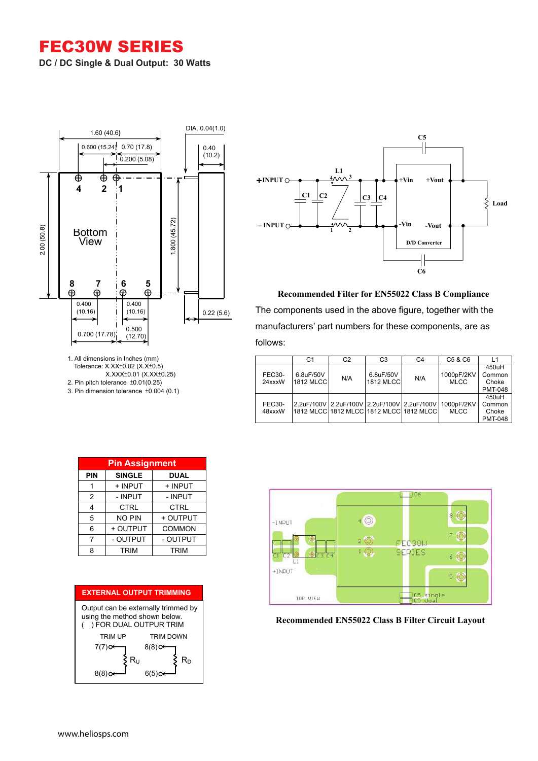# FEC30W SERIES

**DC / DC Single & Dual Output: 30 Watts**

1.60 (40.6)
0.600 (15.24)
0.70 (17.8)
0.200 (5.08)
DIA. 0.04(1.0)
0.40 (10.2)
2.00 (50.8)
1.800 (45.72)
Bottom View
4 2 1
8 7 6 5
0.400 (10.16)
0.400 (10.16)
0.700 (17.78)
0.500 (12.70)
0.22 (5.6)

1. All dimensions in Inches (mm)
   Tolerance: X.XX±0.02 (X.X±0.5)
   X.XXX±0.01 (X.XX±0.25)
2. Pin pitch tolerance ±0.01(0.25)
3. Pin dimension tolerance ±0.004 (0.1)

+INPUT
-INPUT
L1
C1 C2 C3 C4
C5
C6
+Vin +Vout
-Vin -Vout
D/D Converter
Load

**Recommended Filter for EN55022 Class B Compliance**

The components used in the above figure, together with the manufacturers' part numbers for these components, are as follows:

| | C1 | C2 | C3 | C4 | C5 & C6 | L1 |
|---|---|---|---|---|---|---|
| FEC30-24xxxW | 6.8uF/50V 1812 MLCC | N/A | 6.8uF/50V 1812 MLCC | N/A | 1000pF/2KV MLCC | 450uH Common Choke PMT-048 |
| FEC30-48xxxW | 2.2uF/100V 1812 MLCC | 2.2uF/100V 1812 MLCC | 2.2uF/100V 1812 MLCC | 2.2uF/100V 1812 MLCC | 1000pF/2KV MLCC | 450uH Common Choke PMT-048 |

| Pin Assignment | | |
|---|---|---|
| PIN | SINGLE | DUAL |
| 1 | + INPUT | + INPUT |
| 2 | - INPUT | - INPUT |
| 4 | CTRL | CTRL |
| 5 | NO PIN | + OUTPUT |
| 6 | + OUTPUT | COMMON |
| 7 | - OUTPUT | - OUTPUT |
| 8 | TRIM | TRIM |

-INPUT
+INPUT
C1 C2 L1 C3 C4
C6
C5 single
C5 dual
FEC30W SERIES
TOP VIEW

**Recommended EN55022 Class B Filter Circuit Layout**

**EXTERNAL OUTPUT TRIMMING**

Output can be externally trimmed by using the method shown below.
( ) FOR DUAL OUTPUT TRIM

TRIM UP
7(7)
8(8)
$R_U$

TRIM DOWN
8(8)
6(5)
$R_D$

www.heliosps.com